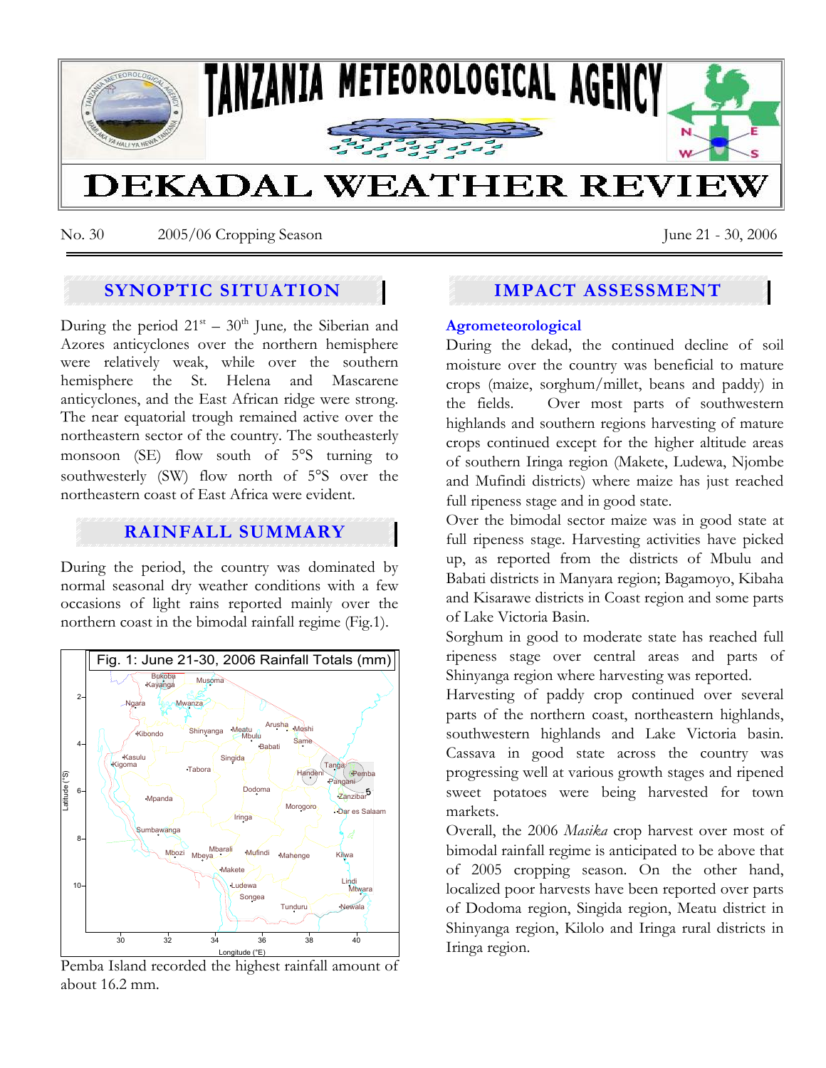# TANZANIA METEOROLOGICAL AGENCY

# DEKADAL WEATHER REVIEW

No. 30 2005/06 Cropping Season June 21 - 30, 2006

## SYNOPTIC SITUATION

During the period 21st – 30th June, the Siberian and Azores anticyclones over the northern hemisphere were relatively weak, while over the southern hemisphere the St. Helena and Mascarene anticyclones, and the East African ridge were strong. The near equatorial trough remained active over the northeastern sector of the country. The southeasterly monsoon (SE) flow south of 5°S turning to southwesterly (SW) flow north of 5°S over the northeastern coast of East Africa were evident.

## RAINFALL SUMMARY

During the period, the country was dominated by normal seasonal dry weather conditions with a few occasions of light rains reported mainly over the northern coast in the bimodal rainfall regime (Fig.1).

Fig. 1: June 21-30, 2006 Rainfall Totals (mm)

Pemba Island recorded the highest rainfall amount of about 16.2 mm.

## IMPACT ASSESSMENT

### Agrometeorological

During the dekad, the continued decline of soil moisture over the country was beneficial to mature crops (maize, sorghum/millet, beans and paddy) in the fields. Over most parts of southwestern highlands and southern regions harvesting of mature crops continued except for the higher altitude areas of southern Iringa region (Makete, Ludewa, Njombe and Mufindi districts) where maize has just reached full ripeness stage and in good state.

Over the bimodal sector maize was in good state at full ripeness stage. Harvesting activities have picked up, as reported from the districts of Mbulu and Babati districts in Manyara region; Bagamoyo, Kibaha and Kisarawe districts in Coast region and some parts of Lake Victoria Basin.

Sorghum in good to moderate state has reached full ripeness stage over central areas and parts of Shinyanga region where harvesting was reported.

Harvesting of paddy crop continued over several parts of the northern coast, northeastern highlands, southwestern highlands and Lake Victoria basin. Cassava in good state across the country was progressing well at various growth stages and ripened sweet potatoes were being harvested for town markets.

Overall, the 2006 *Masika* crop harvest over most of bimodal rainfall regime is anticipated to be above that of 2005 cropping season. On the other hand, localized poor harvests have been reported over parts of Dodoma region, Singida region, Meatu district in Shinyanga region, Kilolo and Iringa rural districts in Iringa region.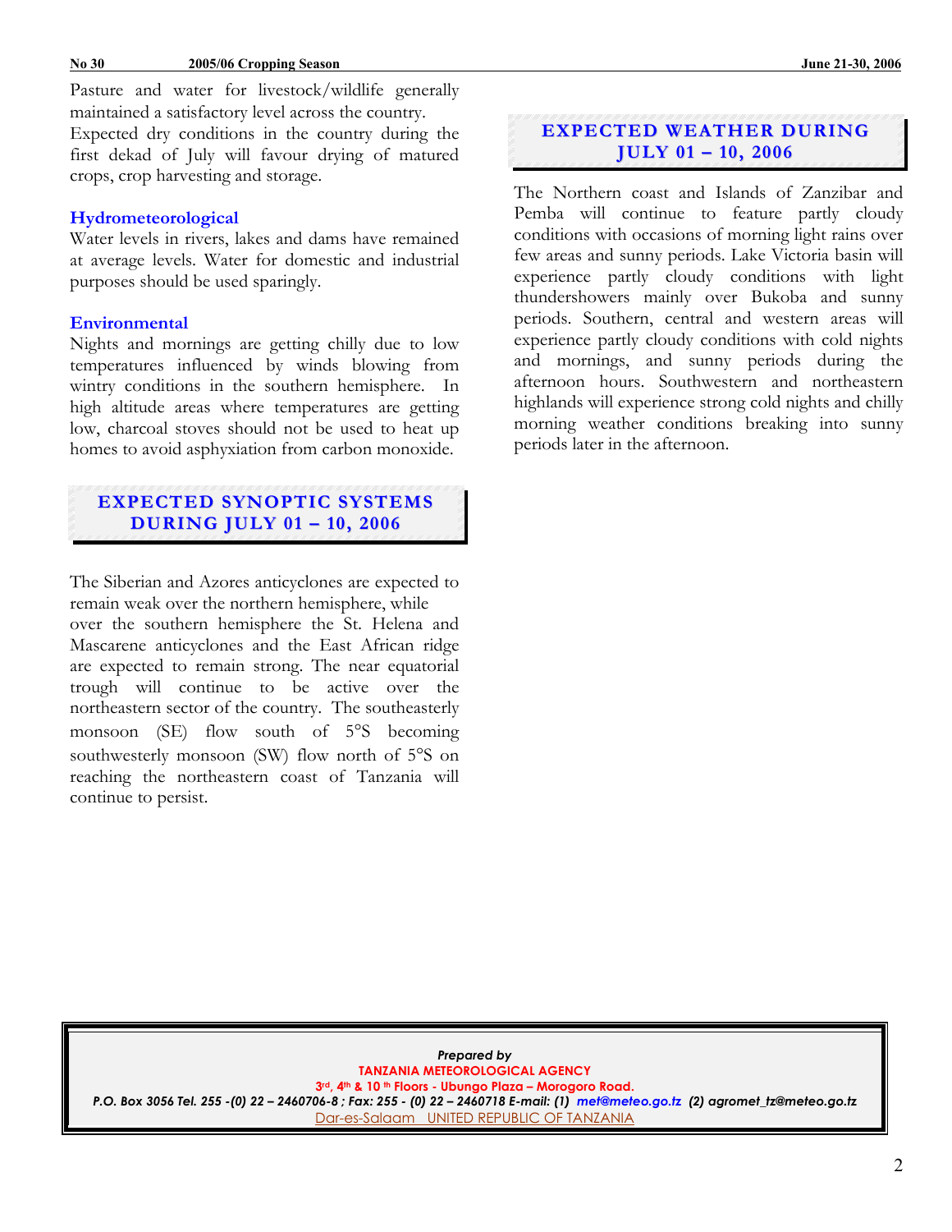Pasture and water for livestock/wildlife generally maintained a satisfactory level across the country. Expected dry conditions in the country during the first dekad of July will favour drying of matured crops, crop harvesting and storage.

### Hydrometeorological

Water levels in rivers, lakes and dams have remained at average levels. Water for domestic and industrial purposes should be used sparingly.

### Environmental

Nights and mornings are getting chilly due to low temperatures influenced by winds blowing from wintry conditions in the southern hemisphere. In high altitude areas where temperatures are getting low, charcoal stoves should not be used to heat up homes to avoid asphyxiation from carbon monoxide.

## EXPECTED SYNOPTIC SYSTEMS DURING JULY 01 – 10, 2006

The Siberian and Azores anticyclones are expected to remain weak over the northern hemisphere, while over the southern hemisphere the St. Helena and Mascarene anticyclones and the East African ridge are expected to remain strong. The near equatorial trough will continue to be active over the northeastern sector of the country. The southeasterly monsoon (SE) flow south of 5°S becoming southwesterly monsoon (SW) flow north of 5°S on reaching the northeastern coast of Tanzania will continue to persist.

## EXPECTED WEATHER DURING JULY 01 – 10, 2006

The Northern coast and Islands of Zanzibar and Pemba will continue to feature partly cloudy conditions with occasions of morning light rains over few areas and sunny periods. Lake Victoria basin will experience partly cloudy conditions with light thundershowers mainly over Bukoba and sunny periods. Southern, central and western areas will experience partly cloudy conditions with cold nights and mornings, and sunny periods during the afternoon hours. Southwestern and northeastern highlands will experience strong cold nights and chilly morning weather conditions breaking into sunny periods later in the afternoon.

*Prepared by*

**TANZANIA METEOROLOGICAL AGENCY**

**3rd, 4th & 10th Floors - Ubungo Plaza – Morogoro Road.**

***P.O. Box 3056 Tel. 255 -(0) 22 – 2460706-8 ; Fax: 255 - (0) 22 – 2460718 E-mail: (1) met@meteo.go.tz (2) agromet_tz@meteo.go.tz***

Dar-es-Salaam UNITED REPUBLIC OF TANZANIA